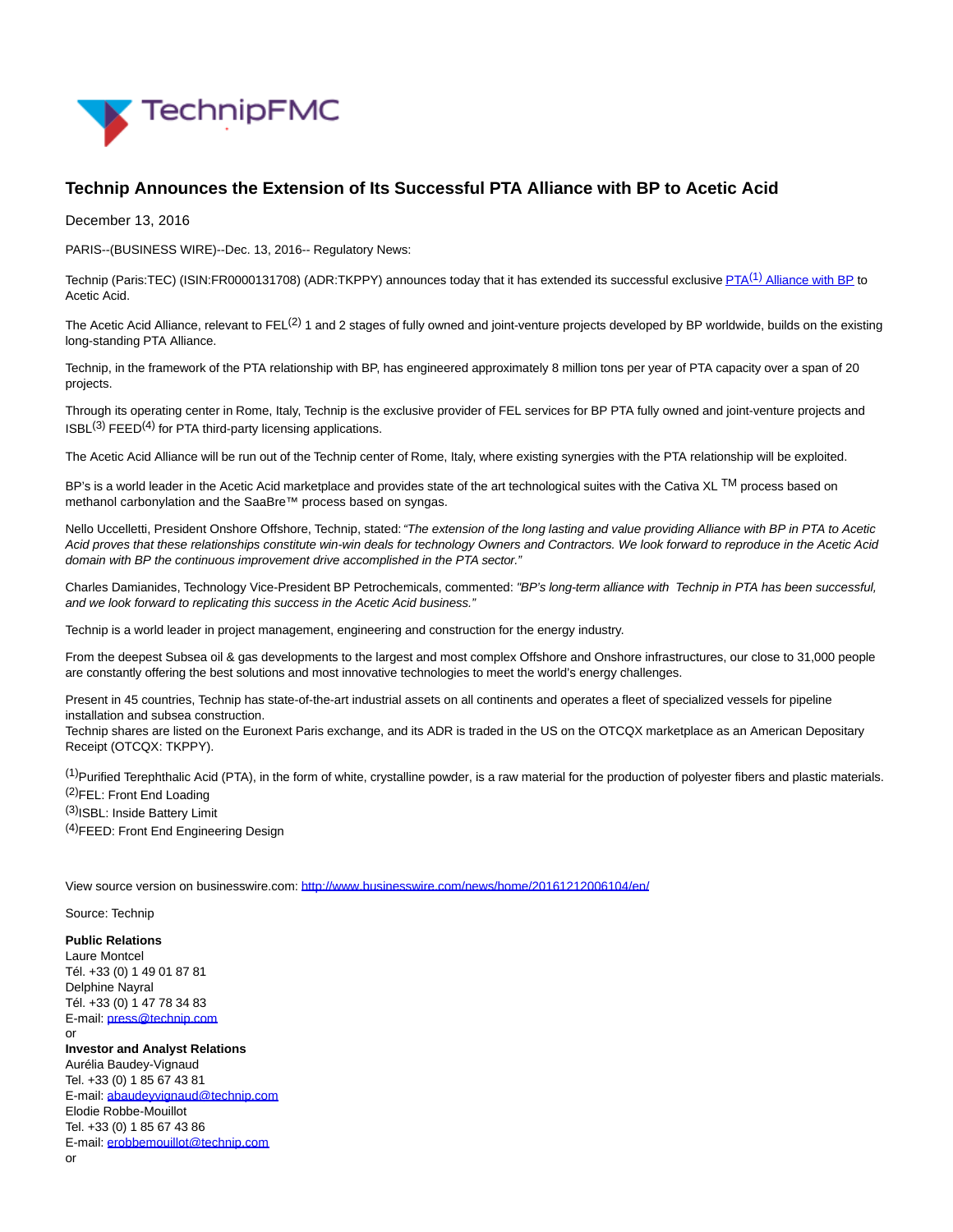# Technip Announces the Extension of Its Successful PTA Alliance with BP to Acetic Acid

December 13, 2016

PARIS--(BUSINESS WIRE)--Dec. 13, 2016-- Regulatory News:

Technip (Paris:TEC) (ISIN:FR0000131708) (ADR:TKPPY) announces today that it has extended its successful exclusive PTA[(1)] Alliance with BP to Acetic Acid.

The Acetic Acid Alliance, relevant to FEL[(2)] 1 and 2 stages of fully owned and joint-venture projects developed by BP worldwide, builds on the existing long-standing PTA Alliance.

Technip, in the framework of the PTA relationship with BP, has engineered approximately 8 million tons per year of PTA capacity over a span of 20 projects.

Through its operating center in Rome, Italy, Technip is the exclusive provider of FEL services for BP PTA fully owned and joint-venture projects and ISBL[(3)] FEED[(4)] for PTA third-party licensing applications.

The Acetic Acid Alliance will be run out of the Technip center of Rome, Italy, where existing synergies with the PTA relationship will be exploited.

BP's is a world leader in the Acetic Acid marketplace and provides state of the art technological suites with the Cativa XL ™ process based on methanol carbonylation and the SaaBre™ process based on syngas.

Nello Uccelletti, President Onshore Offshore, Technip, stated: *"The extension of the long lasting and value providing Alliance with BP in PTA to Acetic Acid proves that these relationships constitute win-win deals for technology Owners and Contractors. We look forward to reproduce in the Acetic Acid domain with BP the continuous improvement drive accomplished in the PTA sector."*

Charles Damianides, Technology Vice-President BP Petrochemicals, commented: *"BP's long-term alliance with Technip in PTA has been successful, and we look forward to replicating this success in the Acetic Acid business."*

Technip is a world leader in project management, engineering and construction for the energy industry.

From the deepest Subsea oil & gas developments to the largest and most complex Offshore and Onshore infrastructures, our close to 31,000 people are constantly offering the best solutions and most innovative technologies to meet the world's energy challenges.

Present in 45 countries, Technip has state-of-the-art industrial assets on all continents and operates a fleet of specialized vessels for pipeline installation and subsea construction.
Technip shares are listed on the Euronext Paris exchange, and its ADR is traded in the US on the OTCQX marketplace as an American Depositary Receipt (OTCQX: TKPPY).

[(1)]Purified Terephthalic Acid (PTA), in the form of white, crystalline powder, is a raw material for the production of polyester fibers and plastic materials.
[(2)]FEL: Front End Loading
[(3)]ISBL: Inside Battery Limit
[(4)]FEED: Front End Engineering Design

View source version on businesswire.com: http://www.businesswire.com/news/home/20161212006104/en/

Source: Technip

**Public Relations**
Laure Montcel
Tél. +33 (0) 1 49 01 87 81
Delphine Nayral
Tél. +33 (0) 1 47 78 34 83
E-mail: press@technip.com
or
**Investor and Analyst Relations**
Aurélia Baudey-Vignaud
Tel. +33 (0) 1 85 67 43 81
E-mail: abaudeyvignaud@technip.com
Elodie Robbe-Mouillot
Tel. +33 (0) 1 85 67 43 86
E-mail: erobbemouillot@technip.com
or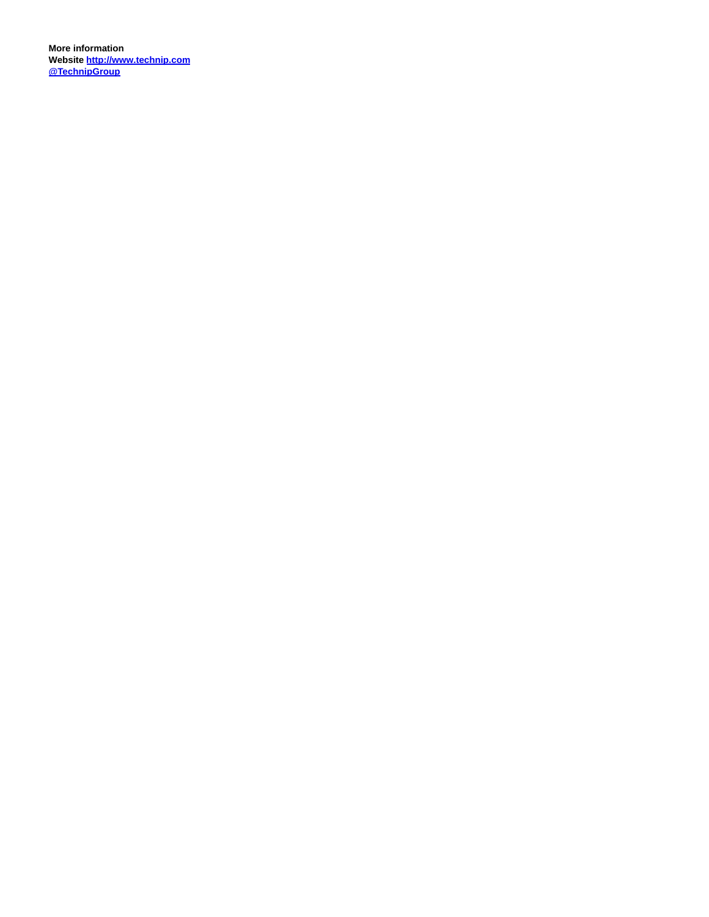**More information**
**Website [http://www.technip.com](http://www.technip.com)**
**[@TechnipGroup](https://twitter.com/TechnipGroup)**